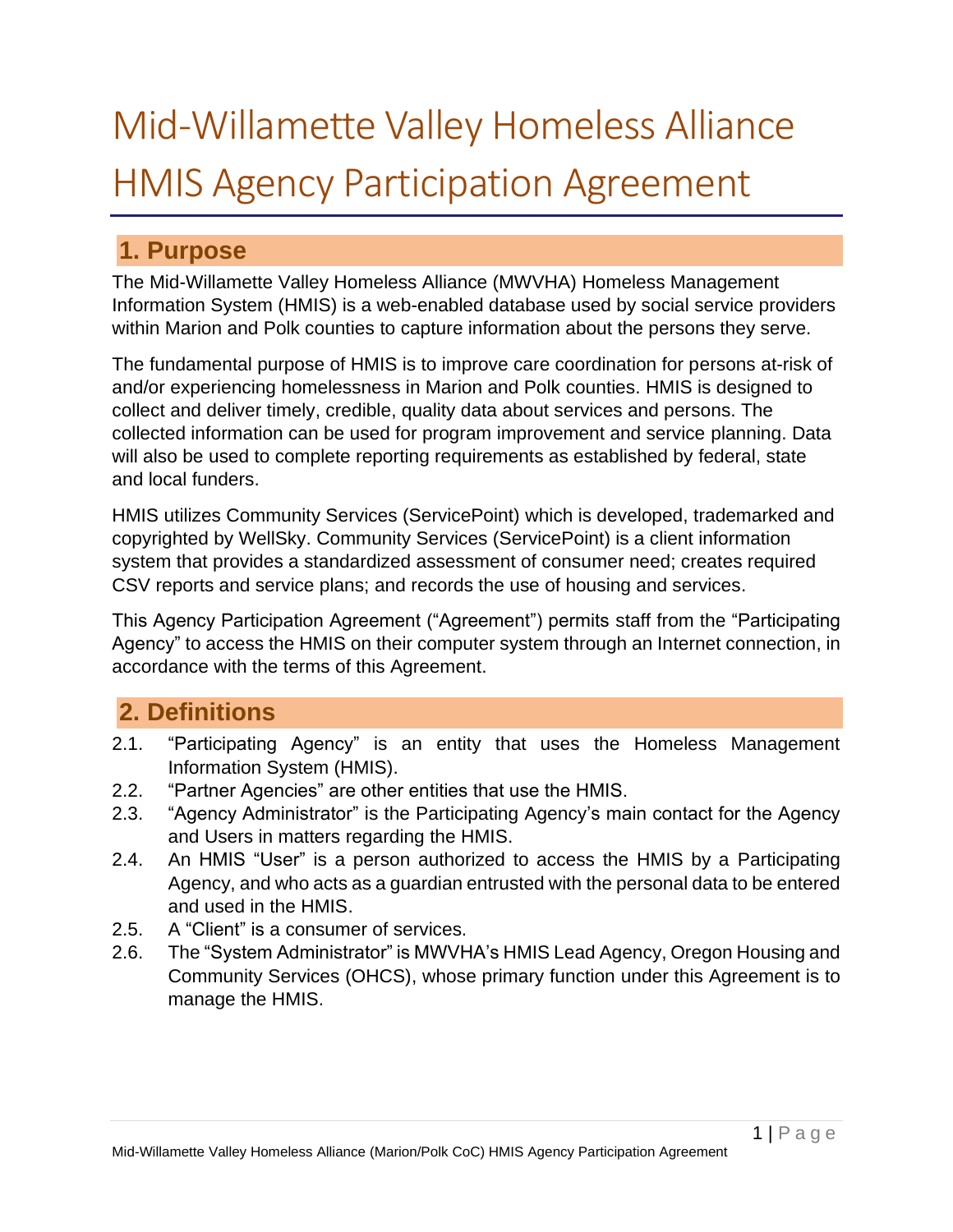# Mid-Willamette Valley Homeless Alliance HMIS Agency Participation Agreement

## 1. Purpose

The Mid-Willamette Valley Homeless Alliance (MWVHA) Homeless Management Information System (HMIS) is a web-enabled database used by social service providers within Marion and Polk counties to capture information about the persons they serve.

The fundamental purpose of HMIS is to improve care coordination for persons at-risk of and/or experiencing homelessness in Marion and Polk counties. HMIS is designed to collect and deliver timely, credible, quality data about services and persons. The collected information can be used for program improvement and service planning. Data will also be used to complete reporting requirements as established by federal, state and local funders.

HMIS utilizes Community Services (ServicePoint) which is developed, trademarked and copyrighted by WellSky. Community Services (ServicePoint) is a client information system that provides a standardized assessment of consumer need; creates required CSV reports and service plans; and records the use of housing and services.

This Agency Participation Agreement ("Agreement") permits staff from the "Participating Agency" to access the HMIS on their computer system through an Internet connection, in accordance with the terms of this Agreement.

## 2. Definitions

2.1. "Participating Agency" is an entity that uses the Homeless Management Information System (HMIS).

2.2. "Partner Agencies" are other entities that use the HMIS.

2.3. "Agency Administrator" is the Participating Agency's main contact for the Agency and Users in matters regarding the HMIS.

2.4. An HMIS "User" is a person authorized to access the HMIS by a Participating Agency, and who acts as a guardian entrusted with the personal data to be entered and used in the HMIS.

2.5. A "Client" is a consumer of services.

2.6. The "System Administrator" is MWVHA's HMIS Lead Agency, Oregon Housing and Community Services (OHCS), whose primary function under this Agreement is to manage the HMIS.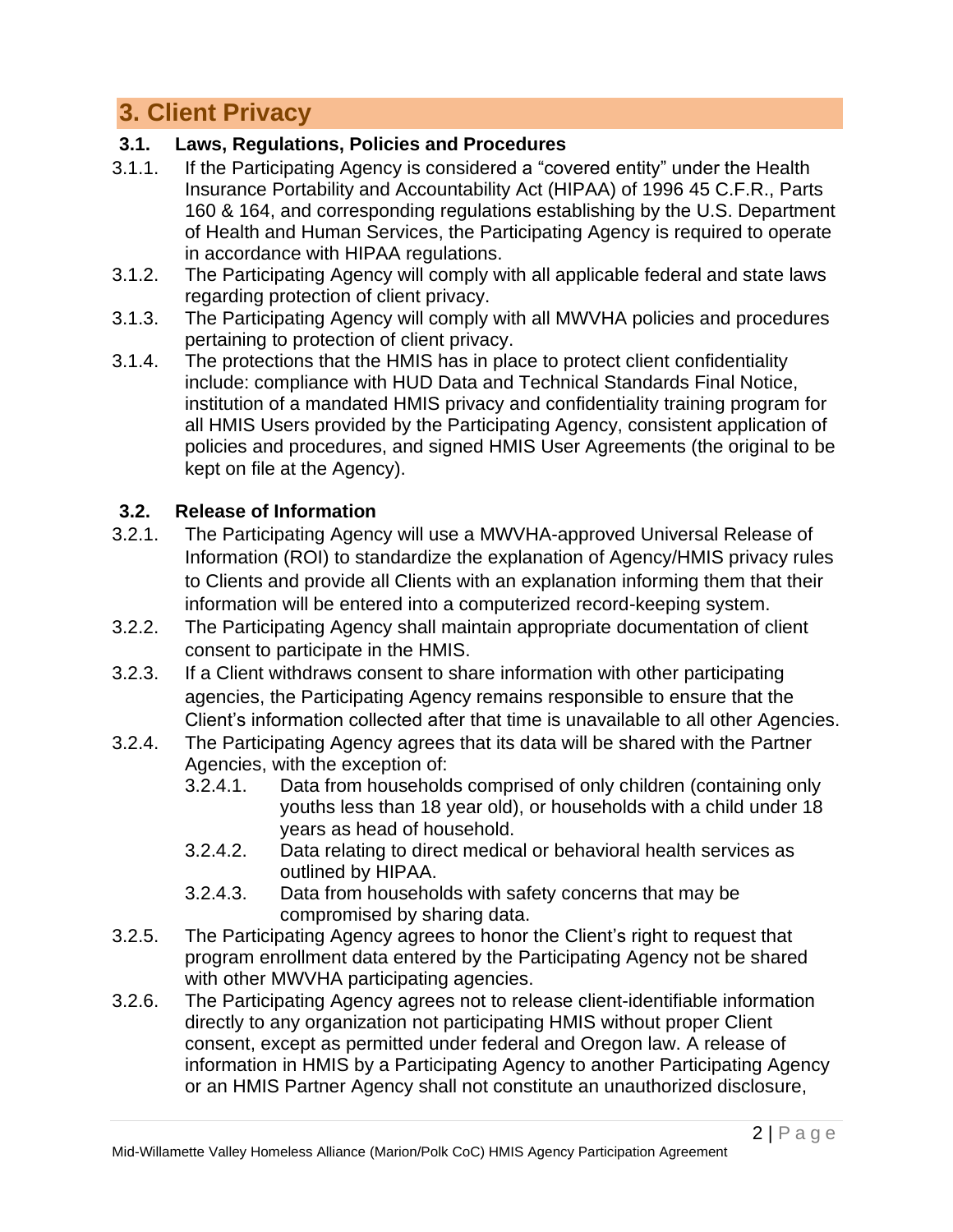# 3. Client Privacy

## 3.1. Laws, Regulations, Policies and Procedures

3.1.1. If the Participating Agency is considered a "covered entity" under the Health Insurance Portability and Accountability Act (HIPAA) of 1996 45 C.F.R., Parts 160 & 164, and corresponding regulations establishing by the U.S. Department of Health and Human Services, the Participating Agency is required to operate in accordance with HIPAA regulations.

3.1.2. The Participating Agency will comply with all applicable federal and state laws regarding protection of client privacy.

3.1.3. The Participating Agency will comply with all MWVHA policies and procedures pertaining to protection of client privacy.

3.1.4. The protections that the HMIS has in place to protect client confidentiality include: compliance with HUD Data and Technical Standards Final Notice, institution of a mandated HMIS privacy and confidentiality training program for all HMIS Users provided by the Participating Agency, consistent application of policies and procedures, and signed HMIS User Agreements (the original to be kept on file at the Agency).

## 3.2. Release of Information

3.2.1. The Participating Agency will use a MWVHA-approved Universal Release of Information (ROI) to standardize the explanation of Agency/HMIS privacy rules to Clients and provide all Clients with an explanation informing them that their information will be entered into a computerized record-keeping system.

3.2.2. The Participating Agency shall maintain appropriate documentation of client consent to participate in the HMIS.

3.2.3. If a Client withdraws consent to share information with other participating agencies, the Participating Agency remains responsible to ensure that the Client's information collected after that time is unavailable to all other Agencies.

3.2.4. The Participating Agency agrees that its data will be shared with the Partner Agencies, with the exception of:

- 3.2.4.1. Data from households comprised of only children (containing only youths less than 18 year old), or households with a child under 18 years as head of household.
- 3.2.4.2. Data relating to direct medical or behavioral health services as outlined by HIPAA.
- 3.2.4.3. Data from households with safety concerns that may be compromised by sharing data.

3.2.5. The Participating Agency agrees to honor the Client's right to request that program enrollment data entered by the Participating Agency not be shared with other MWVHA participating agencies.

3.2.6. The Participating Agency agrees not to release client-identifiable information directly to any organization not participating HMIS without proper Client consent, except as permitted under federal and Oregon law. A release of information in HMIS by a Participating Agency to another Participating Agency or an HMIS Partner Agency shall not constitute an unauthorized disclosure,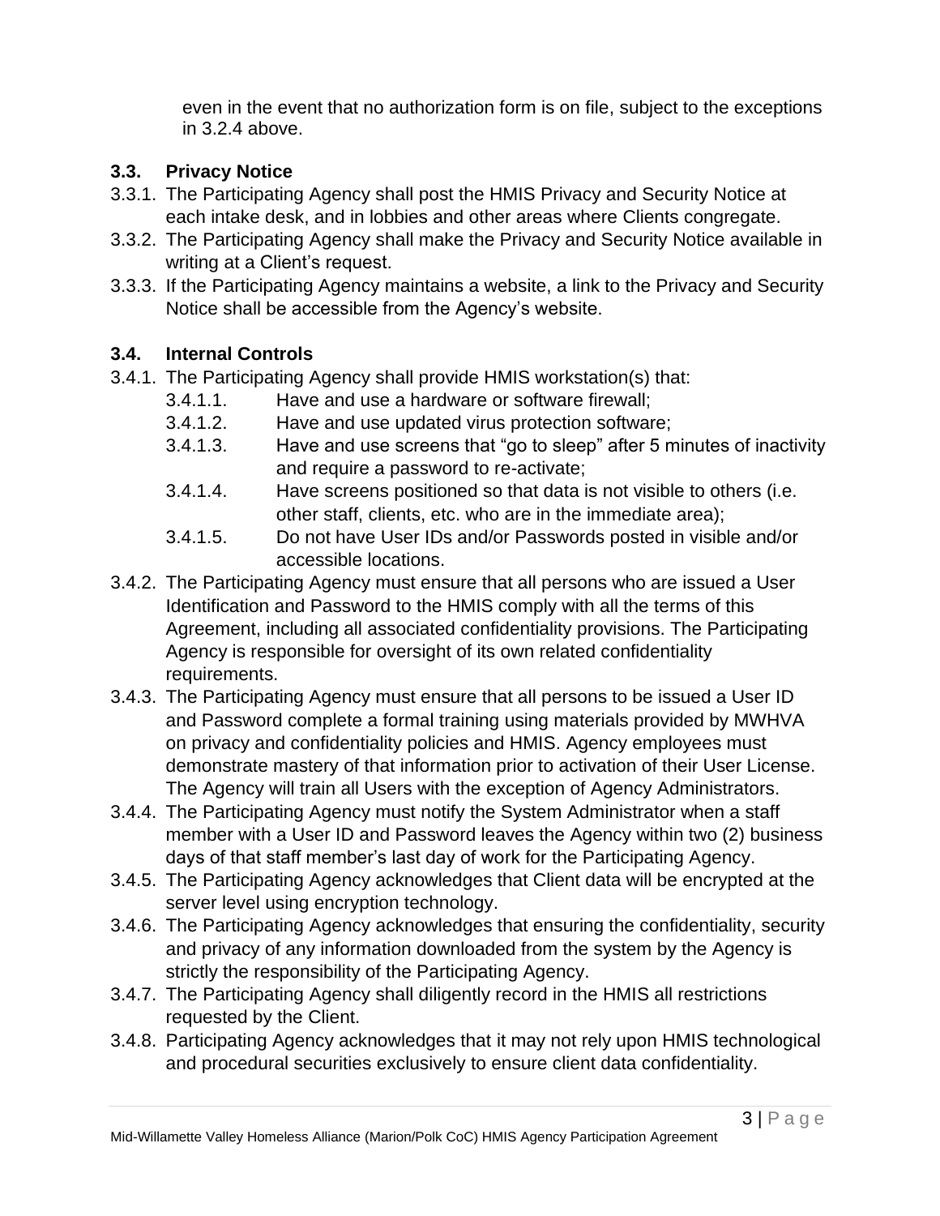even in the event that no authorization form is on file, subject to the exceptions in 3.2.4 above.

### 3.3. Privacy Notice

3.3.1. The Participating Agency shall post the HMIS Privacy and Security Notice at each intake desk, and in lobbies and other areas where Clients congregate.

3.3.2. The Participating Agency shall make the Privacy and Security Notice available in writing at a Client's request.

3.3.3. If the Participating Agency maintains a website, a link to the Privacy and Security Notice shall be accessible from the Agency's website.

### 3.4. Internal Controls

3.4.1. The Participating Agency shall provide HMIS workstation(s) that:

- 3.4.1.1. Have and use a hardware or software firewall;
- 3.4.1.2. Have and use updated virus protection software;
- 3.4.1.3. Have and use screens that "go to sleep" after 5 minutes of inactivity and require a password to re-activate;
- 3.4.1.4. Have screens positioned so that data is not visible to others (i.e. other staff, clients, etc. who are in the immediate area);
- 3.4.1.5. Do not have User IDs and/or Passwords posted in visible and/or accessible locations.

3.4.2. The Participating Agency must ensure that all persons who are issued a User Identification and Password to the HMIS comply with all the terms of this Agreement, including all associated confidentiality provisions. The Participating Agency is responsible for oversight of its own related confidentiality requirements.

3.4.3. The Participating Agency must ensure that all persons to be issued a User ID and Password complete a formal training using materials provided by MWHVA on privacy and confidentiality policies and HMIS. Agency employees must demonstrate mastery of that information prior to activation of their User License. The Agency will train all Users with the exception of Agency Administrators.

3.4.4. The Participating Agency must notify the System Administrator when a staff member with a User ID and Password leaves the Agency within two (2) business days of that staff member's last day of work for the Participating Agency.

3.4.5. The Participating Agency acknowledges that Client data will be encrypted at the server level using encryption technology.

3.4.6. The Participating Agency acknowledges that ensuring the confidentiality, security and privacy of any information downloaded from the system by the Agency is strictly the responsibility of the Participating Agency.

3.4.7. The Participating Agency shall diligently record in the HMIS all restrictions requested by the Client.

3.4.8. Participating Agency acknowledges that it may not rely upon HMIS technological and procedural securities exclusively to ensure client data confidentiality.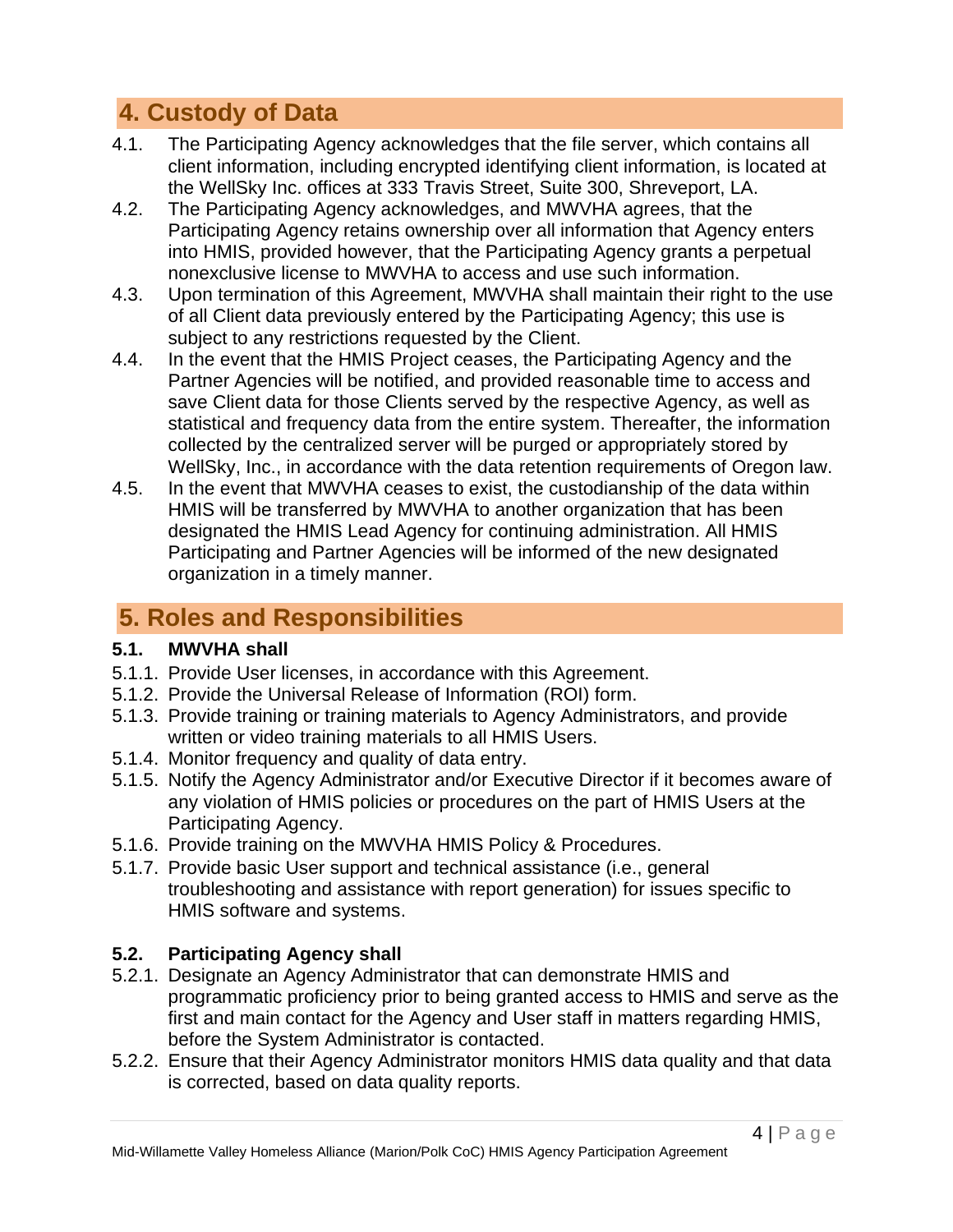## 4. Custody of Data

4.1. The Participating Agency acknowledges that the file server, which contains all client information, including encrypted identifying client information, is located at the WellSky Inc. offices at 333 Travis Street, Suite 300, Shreveport, LA.

4.2. The Participating Agency acknowledges, and MWVHA agrees, that the Participating Agency retains ownership over all information that Agency enters into HMIS, provided however, that the Participating Agency grants a perpetual nonexclusive license to MWVHA to access and use such information.

4.3. Upon termination of this Agreement, MWVHA shall maintain their right to the use of all Client data previously entered by the Participating Agency; this use is subject to any restrictions requested by the Client.

4.4. In the event that the HMIS Project ceases, the Participating Agency and the Partner Agencies will be notified, and provided reasonable time to access and save Client data for those Clients served by the respective Agency, as well as statistical and frequency data from the entire system. Thereafter, the information collected by the centralized server will be purged or appropriately stored by WellSky, Inc., in accordance with the data retention requirements of Oregon law.

4.5. In the event that MWVHA ceases to exist, the custodianship of the data within HMIS will be transferred by MWVHA to another organization that has been designated the HMIS Lead Agency for continuing administration. All HMIS Participating and Partner Agencies will be informed of the new designated organization in a timely manner.

## 5. Roles and Responsibilities

**5.1. MWVHA shall**

5.1.1. Provide User licenses, in accordance with this Agreement.

5.1.2. Provide the Universal Release of Information (ROI) form.

5.1.3. Provide training or training materials to Agency Administrators, and provide written or video training materials to all HMIS Users.

5.1.4. Monitor frequency and quality of data entry.

5.1.5. Notify the Agency Administrator and/or Executive Director if it becomes aware of any violation of HMIS policies or procedures on the part of HMIS Users at the Participating Agency.

5.1.6. Provide training on the MWVHA HMIS Policy & Procedures.

5.1.7. Provide basic User support and technical assistance (i.e., general troubleshooting and assistance with report generation) for issues specific to HMIS software and systems.

**5.2. Participating Agency shall**

5.2.1. Designate an Agency Administrator that can demonstrate HMIS and programmatic proficiency prior to being granted access to HMIS and serve as the first and main contact for the Agency and User staff in matters regarding HMIS, before the System Administrator is contacted.

5.2.2. Ensure that their Agency Administrator monitors HMIS data quality and that data is corrected, based on data quality reports.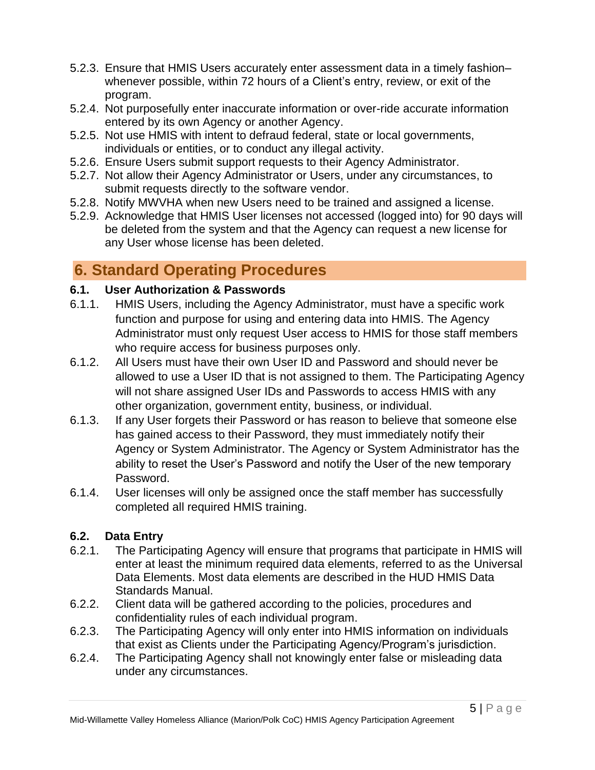5.2.3. Ensure that HMIS Users accurately enter assessment data in a timely fashion– whenever possible, within 72 hours of a Client's entry, review, or exit of the program.

5.2.4. Not purposefully enter inaccurate information or over-ride accurate information entered by its own Agency or another Agency.

5.2.5. Not use HMIS with intent to defraud federal, state or local governments, individuals or entities, or to conduct any illegal activity.

5.2.6. Ensure Users submit support requests to their Agency Administrator.

5.2.7. Not allow their Agency Administrator or Users, under any circumstances, to submit requests directly to the software vendor.

5.2.8. Notify MWVHA when new Users need to be trained and assigned a license.

5.2.9. Acknowledge that HMIS User licenses not accessed (logged into) for 90 days will be deleted from the system and that the Agency can request a new license for any User whose license has been deleted.

## 6. Standard Operating Procedures

### 6.1. User Authorization & Passwords

6.1.1. HMIS Users, including the Agency Administrator, must have a specific work function and purpose for using and entering data into HMIS. The Agency Administrator must only request User access to HMIS for those staff members who require access for business purposes only.

6.1.2. All Users must have their own User ID and Password and should never be allowed to use a User ID that is not assigned to them. The Participating Agency will not share assigned User IDs and Passwords to access HMIS with any other organization, government entity, business, or individual.

6.1.3. If any User forgets their Password or has reason to believe that someone else has gained access to their Password, they must immediately notify their Agency or System Administrator. The Agency or System Administrator has the ability to reset the User's Password and notify the User of the new temporary Password.

6.1.4. User licenses will only be assigned once the staff member has successfully completed all required HMIS training.

### 6.2. Data Entry

6.2.1. The Participating Agency will ensure that programs that participate in HMIS will enter at least the minimum required data elements, referred to as the Universal Data Elements. Most data elements are described in the HUD HMIS Data Standards Manual.

6.2.2. Client data will be gathered according to the policies, procedures and confidentiality rules of each individual program.

6.2.3. The Participating Agency will only enter into HMIS information on individuals that exist as Clients under the Participating Agency/Program's jurisdiction.

6.2.4. The Participating Agency shall not knowingly enter false or misleading data under any circumstances.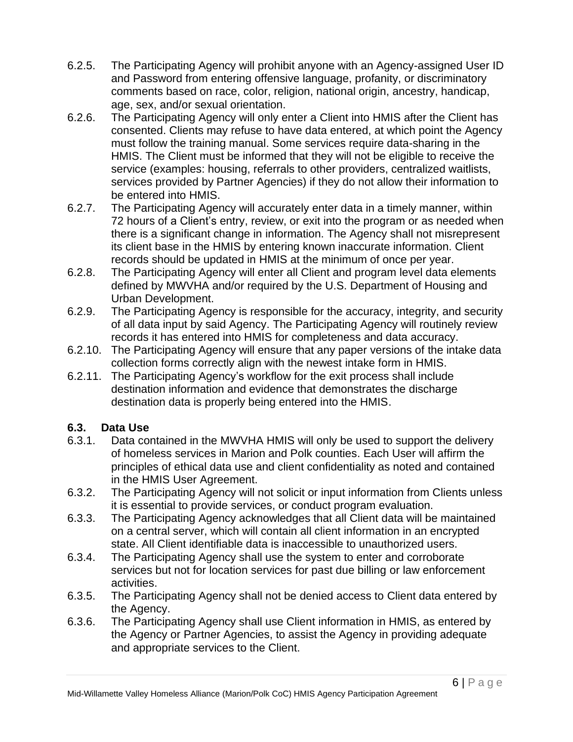6.2.5. The Participating Agency will prohibit anyone with an Agency-assigned User ID and Password from entering offensive language, profanity, or discriminatory comments based on race, color, religion, national origin, ancestry, handicap, age, sex, and/or sexual orientation.

6.2.6. The Participating Agency will only enter a Client into HMIS after the Client has consented. Clients may refuse to have data entered, at which point the Agency must follow the training manual. Some services require data-sharing in the HMIS. The Client must be informed that they will not be eligible to receive the service (examples: housing, referrals to other providers, centralized waitlists, services provided by Partner Agencies) if they do not allow their information to be entered into HMIS.

6.2.7. The Participating Agency will accurately enter data in a timely manner, within 72 hours of a Client's entry, review, or exit into the program or as needed when there is a significant change in information. The Agency shall not misrepresent its client base in the HMIS by entering known inaccurate information. Client records should be updated in HMIS at the minimum of once per year.

6.2.8. The Participating Agency will enter all Client and program level data elements defined by MWVHA and/or required by the U.S. Department of Housing and Urban Development.

6.2.9. The Participating Agency is responsible for the accuracy, integrity, and security of all data input by said Agency. The Participating Agency will routinely review records it has entered into HMIS for completeness and data accuracy.

6.2.10. The Participating Agency will ensure that any paper versions of the intake data collection forms correctly align with the newest intake form in HMIS.

6.2.11. The Participating Agency's workflow for the exit process shall include destination information and evidence that demonstrates the discharge destination data is properly being entered into the HMIS.

### 6.3. Data Use

6.3.1. Data contained in the MWVHA HMIS will only be used to support the delivery of homeless services in Marion and Polk counties. Each User will affirm the principles of ethical data use and client confidentiality as noted and contained in the HMIS User Agreement.

6.3.2. The Participating Agency will not solicit or input information from Clients unless it is essential to provide services, or conduct program evaluation.

6.3.3. The Participating Agency acknowledges that all Client data will be maintained on a central server, which will contain all client information in an encrypted state. All Client identifiable data is inaccessible to unauthorized users.

6.3.4. The Participating Agency shall use the system to enter and corroborate services but not for location services for past due billing or law enforcement activities.

6.3.5. The Participating Agency shall not be denied access to Client data entered by the Agency.

6.3.6. The Participating Agency shall use Client information in HMIS, as entered by the Agency or Partner Agencies, to assist the Agency in providing adequate and appropriate services to the Client.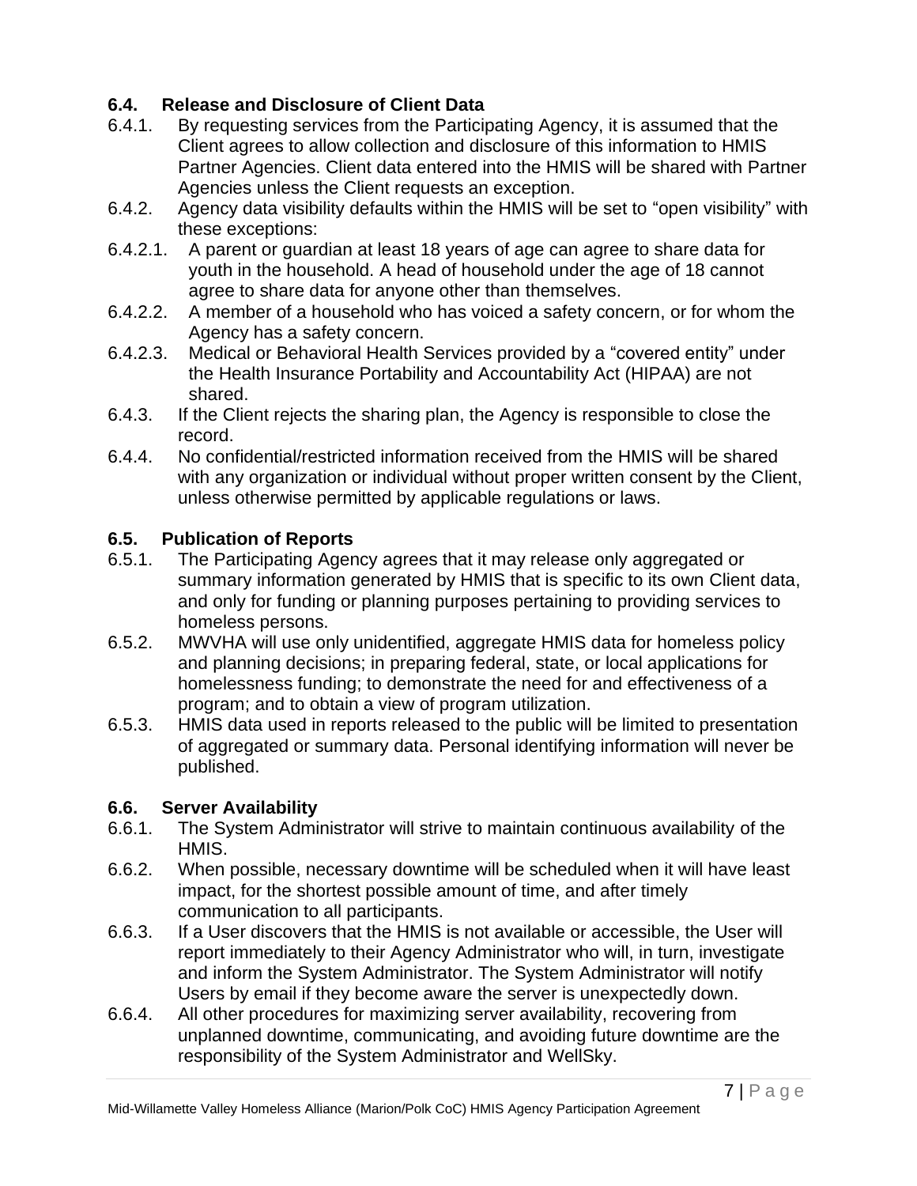### 6.4. Release and Disclosure of Client Data

6.4.1. By requesting services from the Participating Agency, it is assumed that the Client agrees to allow collection and disclosure of this information to HMIS Partner Agencies. Client data entered into the HMIS will be shared with Partner Agencies unless the Client requests an exception.

6.4.2. Agency data visibility defaults within the HMIS will be set to "open visibility" with these exceptions:

6.4.2.1. A parent or guardian at least 18 years of age can agree to share data for youth in the household. A head of household under the age of 18 cannot agree to share data for anyone other than themselves.

6.4.2.2. A member of a household who has voiced a safety concern, or for whom the Agency has a safety concern.

6.4.2.3. Medical or Behavioral Health Services provided by a "covered entity" under the Health Insurance Portability and Accountability Act (HIPAA) are not shared.

6.4.3. If the Client rejects the sharing plan, the Agency is responsible to close the record.

6.4.4. No confidential/restricted information received from the HMIS will be shared with any organization or individual without proper written consent by the Client, unless otherwise permitted by applicable regulations or laws.

### 6.5. Publication of Reports

6.5.1. The Participating Agency agrees that it may release only aggregated or summary information generated by HMIS that is specific to its own Client data, and only for funding or planning purposes pertaining to providing services to homeless persons.

6.5.2. MWVHA will use only unidentified, aggregate HMIS data for homeless policy and planning decisions; in preparing federal, state, or local applications for homelessness funding; to demonstrate the need for and effectiveness of a program; and to obtain a view of program utilization.

6.5.3. HMIS data used in reports released to the public will be limited to presentation of aggregated or summary data. Personal identifying information will never be published.

### 6.6. Server Availability

6.6.1. The System Administrator will strive to maintain continuous availability of the HMIS.

6.6.2. When possible, necessary downtime will be scheduled when it will have least impact, for the shortest possible amount of time, and after timely communication to all participants.

6.6.3. If a User discovers that the HMIS is not available or accessible, the User will report immediately to their Agency Administrator who will, in turn, investigate and inform the System Administrator. The System Administrator will notify Users by email if they become aware the server is unexpectedly down.

6.6.4. All other procedures for maximizing server availability, recovering from unplanned downtime, communicating, and avoiding future downtime are the responsibility of the System Administrator and WellSky.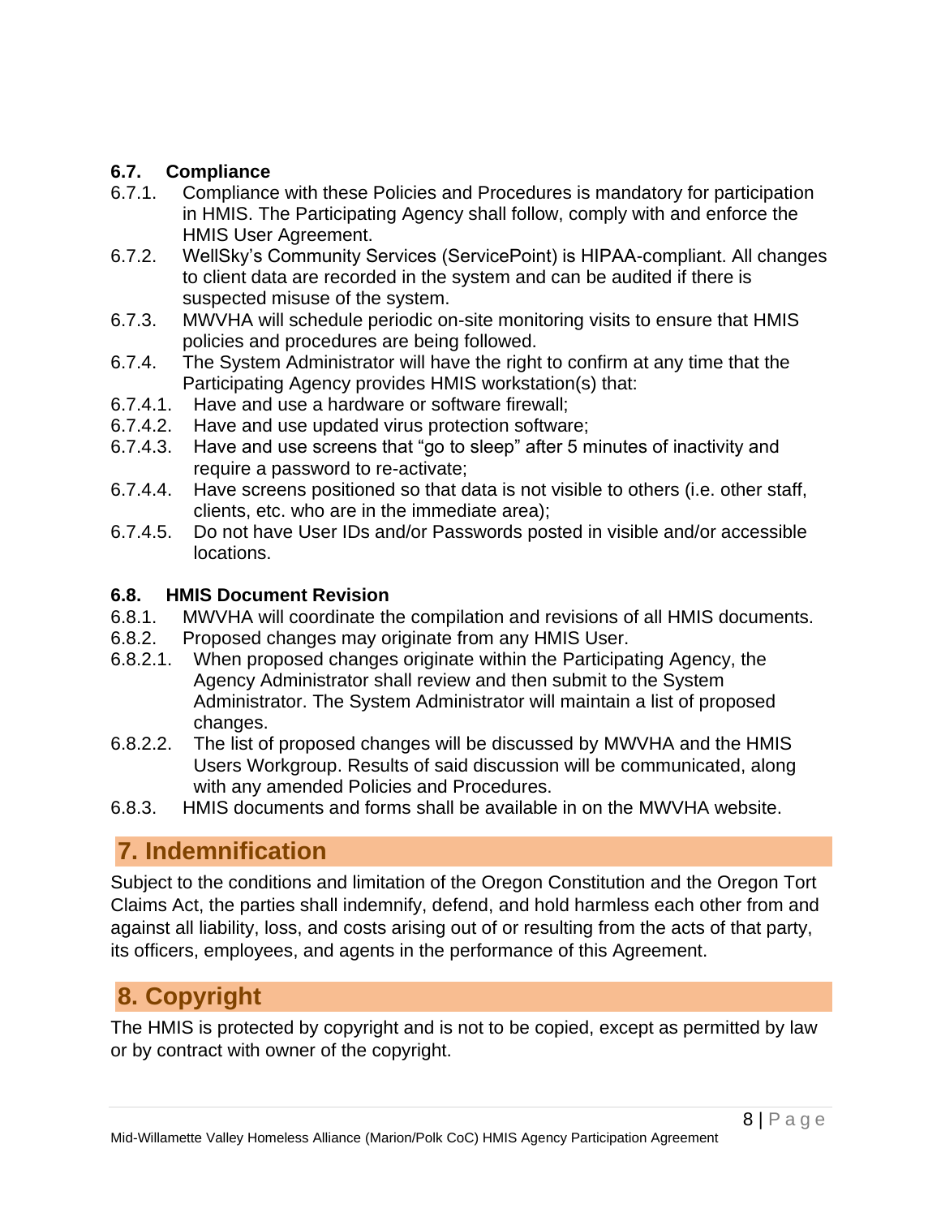### 6.7. Compliance

6.7.1. Compliance with these Policies and Procedures is mandatory for participation in HMIS. The Participating Agency shall follow, comply with and enforce the HMIS User Agreement.

6.7.2. WellSky's Community Services (ServicePoint) is HIPAA-compliant. All changes to client data are recorded in the system and can be audited if there is suspected misuse of the system.

6.7.3. MWVHA will schedule periodic on-site monitoring visits to ensure that HMIS policies and procedures are being followed.

6.7.4. The System Administrator will have the right to confirm at any time that the Participating Agency provides HMIS workstation(s) that:

6.7.4.1. Have and use a hardware or software firewall;

6.7.4.2. Have and use updated virus protection software;

6.7.4.3. Have and use screens that "go to sleep" after 5 minutes of inactivity and require a password to re-activate;

6.7.4.4. Have screens positioned so that data is not visible to others (i.e. other staff, clients, etc. who are in the immediate area);

6.7.4.5. Do not have User IDs and/or Passwords posted in visible and/or accessible locations.

### 6.8. HMIS Document Revision

6.8.1. MWVHA will coordinate the compilation and revisions of all HMIS documents.

6.8.2. Proposed changes may originate from any HMIS User.

6.8.2.1. When proposed changes originate within the Participating Agency, the Agency Administrator shall review and then submit to the System Administrator. The System Administrator will maintain a list of proposed changes.

6.8.2.2. The list of proposed changes will be discussed by MWVHA and the HMIS Users Workgroup. Results of said discussion will be communicated, along with any amended Policies and Procedures.

6.8.3. HMIS documents and forms shall be available in on the MWVHA website.

## 7. Indemnification

Subject to the conditions and limitation of the Oregon Constitution and the Oregon Tort Claims Act, the parties shall indemnify, defend, and hold harmless each other from and against all liability, loss, and costs arising out of or resulting from the acts of that party, its officers, employees, and agents in the performance of this Agreement.

## 8. Copyright

The HMIS is protected by copyright and is not to be copied, except as permitted by law or by contract with owner of the copyright.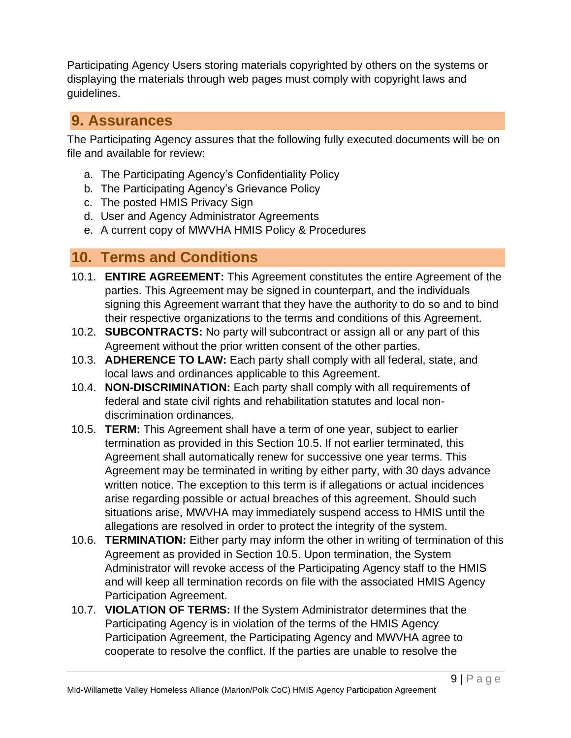Participating Agency Users storing materials copyrighted by others on the systems or displaying the materials through web pages must comply with copyright laws and guidelines.

## 9. Assurances

The Participating Agency assures that the following fully executed documents will be on file and available for review:

a. The Participating Agency's Confidentiality Policy
b. The Participating Agency's Grievance Policy
c. The posted HMIS Privacy Sign
d. User and Agency Administrator Agreements
e. A current copy of MWVHA HMIS Policy & Procedures

## 10. Terms and Conditions

10.1. **ENTIRE AGREEMENT:** This Agreement constitutes the entire Agreement of the parties. This Agreement may be signed in counterpart, and the individuals signing this Agreement warrant that they have the authority to do so and to bind their respective organizations to the terms and conditions of this Agreement.

10.2. **SUBCONTRACTS:** No party will subcontract or assign all or any part of this Agreement without the prior written consent of the other parties.

10.3. **ADHERENCE TO LAW:** Each party shall comply with all federal, state, and local laws and ordinances applicable to this Agreement.

10.4. **NON-DISCRIMINATION:** Each party shall comply with all requirements of federal and state civil rights and rehabilitation statutes and local non-discrimination ordinances.

10.5. **TERM:** This Agreement shall have a term of one year, subject to earlier termination as provided in this Section 10.5. If not earlier terminated, this Agreement shall automatically renew for successive one year terms. This Agreement may be terminated in writing by either party, with 30 days advance written notice. The exception to this term is if allegations or actual incidences arise regarding possible or actual breaches of this agreement. Should such situations arise, MWVHA may immediately suspend access to HMIS until the allegations are resolved in order to protect the integrity of the system.

10.6. **TERMINATION:** Either party may inform the other in writing of termination of this Agreement as provided in Section 10.5. Upon termination, the System Administrator will revoke access of the Participating Agency staff to the HMIS and will keep all termination records on file with the associated HMIS Agency Participation Agreement.

10.7. **VIOLATION OF TERMS:** If the System Administrator determines that the Participating Agency is in violation of the terms of the HMIS Agency Participation Agreement, the Participating Agency and MWVHA agree to cooperate to resolve the conflict. If the parties are unable to resolve the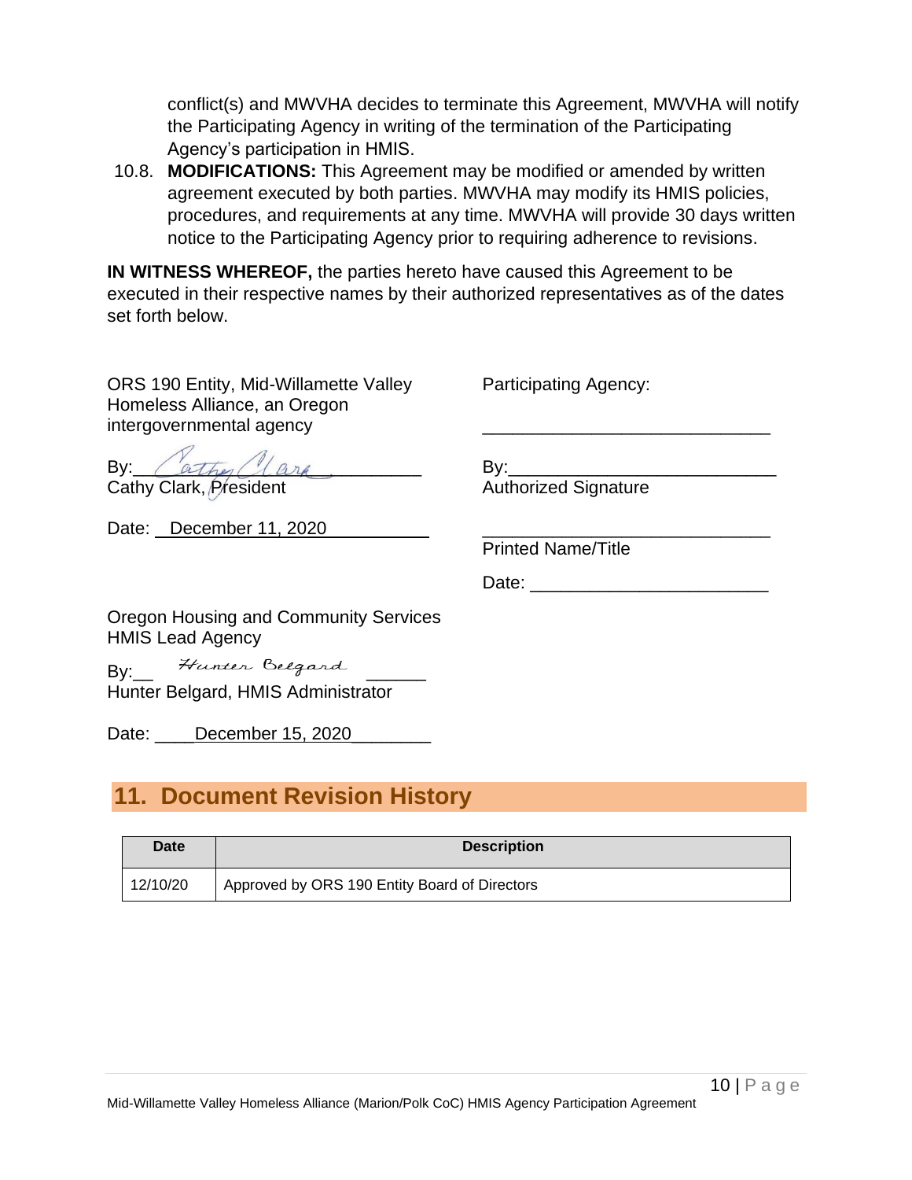conflict(s) and MWVHA decides to terminate this Agreement, MWVHA will notify the Participating Agency in writing of the termination of the Participating Agency's participation in HMIS.

10.8. **MODIFICATIONS:** This Agreement may be modified or amended by written agreement executed by both parties. MWVHA may modify its HMIS policies, procedures, and requirements at any time. MWVHA will provide 30 days written notice to the Participating Agency prior to requiring adherence to revisions.

**IN WITNESS WHEREOF,** the parties hereto have caused this Agreement to be executed in their respective names by their authorized representatives as of the dates set forth below.

ORS 190 Entity, Mid-Willamette Valley Homeless Alliance, an Oregon intergovernmental agency

By: Cathy Clark
Cathy Clark, President

Date: December 11, 2020

Participating Agency:

______________________________

By:___________________________
Authorized Signature

______________________________
Printed Name/Title

Date: _________________________

Oregon Housing and Community Services
HMIS Lead Agency

By: Hunter Belgard
Hunter Belgard, HMIS Administrator

Date: December 15, 2020

## 11. Document Revision History

| Date | Description |
|---|---|
| 12/10/20 | Approved by ORS 190 Entity Board of Directors |